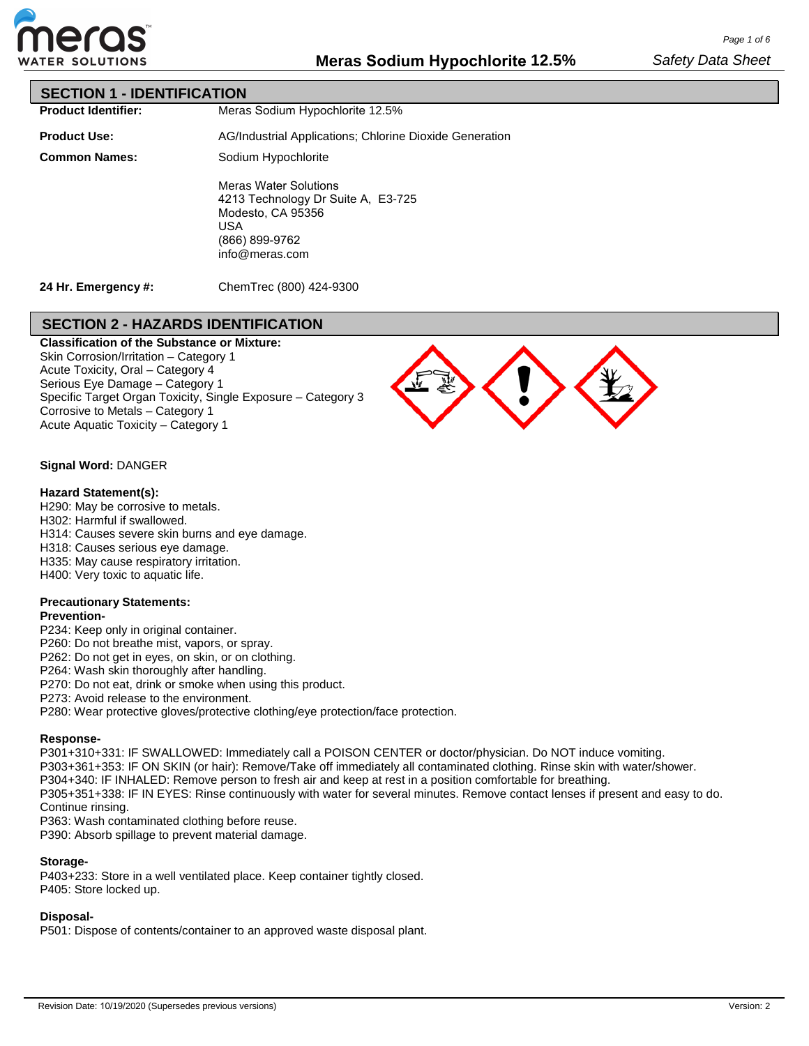# Meras Sodium Hypochlorite 12.5%

*Safety Data Sheet*

## SECTION 1 - IDENTIFICATION

**Product Identifier:** Meras Sodium Hypochlorite 12.5%

**Product Use:** AG/Industrial Applications; Chlorine Dioxide Generation

**Common Names:** Sodium Hypochlorite

Meras Water Solutions
4213 Technology Dr Suite A, E3-725
Modesto, CA 95356
USA
(866) 899-9762
info@meras.com

**24 Hr. Emergency #:** ChemTrec (800) 424-9300

## SECTION 2 - HAZARDS IDENTIFICATION

**Classification of the Substance or Mixture:**
Skin Corrosion/Irritation – Category 1
Acute Toxicity, Oral – Category 4
Serious Eye Damage – Category 1
Specific Target Organ Toxicity, Single Exposure – Category 3
Corrosive to Metals – Category 1
Acute Aquatic Toxicity – Category 1

**Signal Word:** DANGER

**Hazard Statement(s):**
H290: May be corrosive to metals.
H302: Harmful if swallowed.
H314: Causes severe skin burns and eye damage.
H318: Causes serious eye damage.
H335: May cause respiratory irritation.
H400: Very toxic to aquatic life.

**Precautionary Statements:**

**Prevention-**
P234: Keep only in original container.
P260: Do not breathe mist, vapors, or spray.
P262: Do not get in eyes, on skin, or on clothing.
P264: Wash skin thoroughly after handling.
P270: Do not eat, drink or smoke when using this product.
P273: Avoid release to the environment.
P280: Wear protective gloves/protective clothing/eye protection/face protection.

**Response-**
P301+310+331: IF SWALLOWED: Immediately call a POISON CENTER or doctor/physician. Do NOT induce vomiting.
P303+361+353: IF ON SKIN (or hair): Remove/Take off immediately all contaminated clothing. Rinse skin with water/shower.
P304+340: IF INHALED: Remove person to fresh air and keep at rest in a position comfortable for breathing.
P305+351+338: IF IN EYES: Rinse continuously with water for several minutes. Remove contact lenses if present and easy to do. Continue rinsing.
P363: Wash contaminated clothing before reuse.
P390: Absorb spillage to prevent material damage.

**Storage-**
P403+233: Store in a well ventilated place. Keep container tightly closed.
P405: Store locked up.

**Disposal-**
P501: Dispose of contents/container to an approved waste disposal plant.

Revision Date: 10/19/2020 (Supersedes previous versions) Version: 2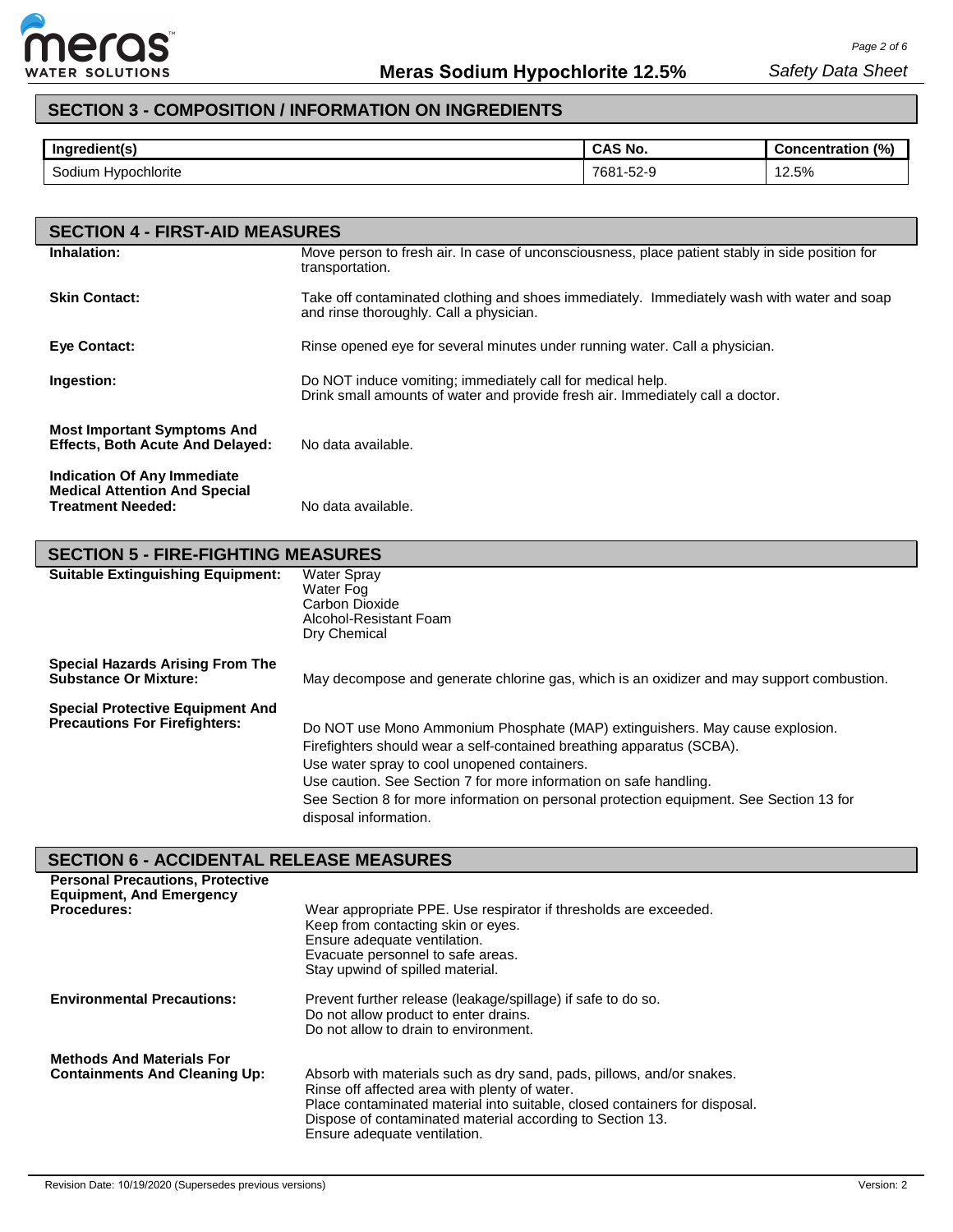## SECTION 3 - COMPOSITION / INFORMATION ON INGREDIENTS

| Ingredient(s) | CAS No. | Concentration (%) |
|---|---|---|
| Sodium Hypochlorite | 7681-52-9 | 12.5% |

## SECTION 4 - FIRST-AID MEASURES

**Inhalation:** Move person to fresh air. In case of unconsciousness, place patient stably in side position for transportation.

**Skin Contact:** Take off contaminated clothing and shoes immediately. Immediately wash with water and soap and rinse thoroughly. Call a physician.

**Eye Contact:** Rinse opened eye for several minutes under running water. Call a physician.

**Ingestion:** Do NOT induce vomiting; immediately call for medical help.
Drink small amounts of water and provide fresh air. Immediately call a doctor.

**Most Important Symptoms And Effects, Both Acute And Delayed:** No data available.

**Indication Of Any Immediate Medical Attention And Special Treatment Needed:** No data available.

## SECTION 5 - FIRE-FIGHTING MEASURES

**Suitable Extinguishing Equipment:**
- Water Spray
- Water Fog
- Carbon Dioxide
- Alcohol-Resistant Foam
- Dry Chemical

**Special Hazards Arising From The Substance Or Mixture:** May decompose and generate chlorine gas, which is an oxidizer and may support combustion.

**Special Protective Equipment And Precautions For Firefighters:**
Do NOT use Mono Ammonium Phosphate (MAP) extinguishers. May cause explosion.
Firefighters should wear a self-contained breathing apparatus (SCBA).
Use water spray to cool unopened containers.
Use caution. See Section 7 for more information on safe handling.
See Section 8 for more information on personal protection equipment. See Section 13 for disposal information.

## SECTION 6 - ACCIDENTAL RELEASE MEASURES

**Personal Precautions, Protective Equipment, And Emergency Procedures:**
Wear appropriate PPE. Use respirator if thresholds are exceeded.
Keep from contacting skin or eyes.
Ensure adequate ventilation.
Evacuate personnel to safe areas.
Stay upwind of spilled material.

**Environmental Precautions:**
Prevent further release (leakage/spillage) if safe to do so.
Do not allow product to enter drains.
Do not allow to drain to environment.

**Methods And Materials For Containments And Cleaning Up:**
Absorb with materials such as dry sand, pads, pillows, and/or snakes.
Rinse off affected area with plenty of water.
Place contaminated material into suitable, closed containers for disposal.
Dispose of contaminated material according to Section 13.
Ensure adequate ventilation.

Revision Date: 10/19/2020 (Supersedes previous versions) Version: 2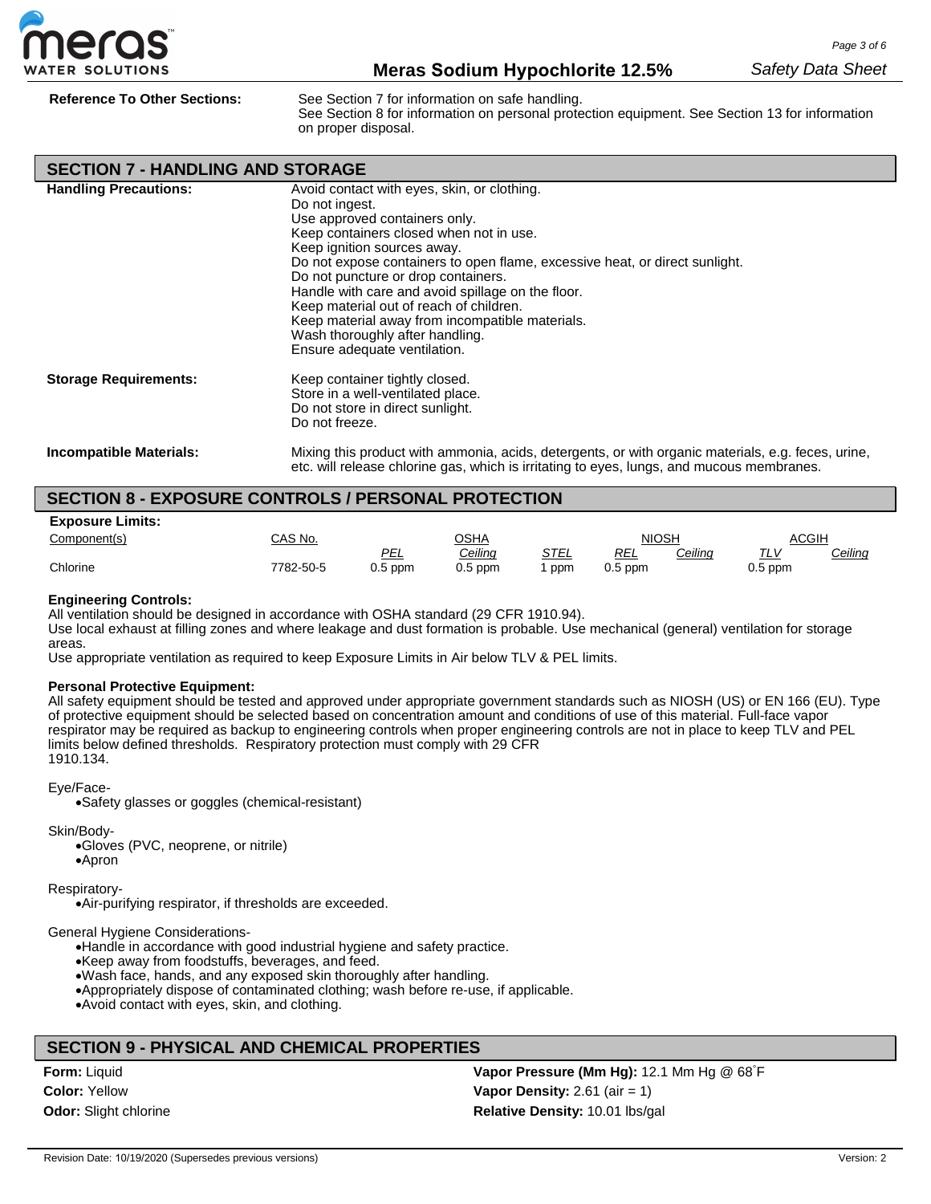**Reference To Other Sections:** See Section 7 for information on safe handling.
See Section 8 for information on personal protection equipment. See Section 13 for information on proper disposal.

## SECTION 7 - HANDLING AND STORAGE

**Handling Precautions:**

Avoid contact with eyes, skin, or clothing.
Do not ingest.
Use approved containers only.
Keep containers closed when not in use.
Keep ignition sources away.
Do not expose containers to open flame, excessive heat, or direct sunlight.
Do not puncture or drop containers.
Handle with care and avoid spillage on the floor.
Keep material out of reach of children.
Keep material away from incompatible materials.
Wash thoroughly after handling.
Ensure adequate ventilation.

**Storage Requirements:**

Keep container tightly closed.
Store in a well-ventilated place.
Do not store in direct sunlight.
Do not freeze.

**Incompatible Materials:**

Mixing this product with ammonia, acids, detergents, or with organic materials, e.g. feces, urine, etc. will release chlorine gas, which is irritating to eyes, lungs, and mucous membranes.

## SECTION 8 - EXPOSURE CONTROLS / PERSONAL PROTECTION

**Exposure Limits:**

| Component(s) | CAS No. | OSHA | | | NIOSH | | ACGIH | |
|---|---|---|---|---|---|---|---|---|
| | | PEL | Ceiling | STEL | REL | Ceiling | TLV | Ceiling |
| Chlorine | 7782-50-5 | 0.5 ppm | 0.5 ppm | 1 ppm | 0.5 ppm | | 0.5 ppm | |

**Engineering Controls:**

All ventilation should be designed in accordance with OSHA standard (29 CFR 1910.94).
Use local exhaust at filling zones and where leakage and dust formation is probable. Use mechanical (general) ventilation for storage areas.
Use appropriate ventilation as required to keep Exposure Limits in Air below TLV & PEL limits.

**Personal Protective Equipment:**

All safety equipment should be tested and approved under appropriate government standards such as NIOSH (US) or EN 166 (EU). Type of protective equipment should be selected based on concentration amount and conditions of use of this material. Full-face vapor respirator may be required as backup to engineering controls when proper engineering controls are not in place to keep TLV and PEL limits below defined thresholds. Respiratory protection must comply with 29 CFR 1910.134.

Eye/Face-

- Safety glasses or goggles (chemical-resistant)

Skin/Body-

- Gloves (PVC, neoprene, or nitrile)
- Apron

Respiratory-

- Air-purifying respirator, if thresholds are exceeded.

General Hygiene Considerations-

- Handle in accordance with good industrial hygiene and safety practice.
- Keep away from foodstuffs, beverages, and feed.
- Wash face, hands, and any exposed skin thoroughly after handling.
- Appropriately dispose of contaminated clothing; wash before re-use, if applicable.
- Avoid contact with eyes, skin, and clothing.

## SECTION 9 - PHYSICAL AND CHEMICAL PROPERTIES

**Form:** Liquid
**Color:** Yellow
**Odor:** Slight chlorine

**Vapor Pressure (Mm Hg):** 12.1 Mm Hg @ 68˚F
**Vapor Density:** 2.61 (air = 1)
**Relative Density:** 10.01 lbs/gal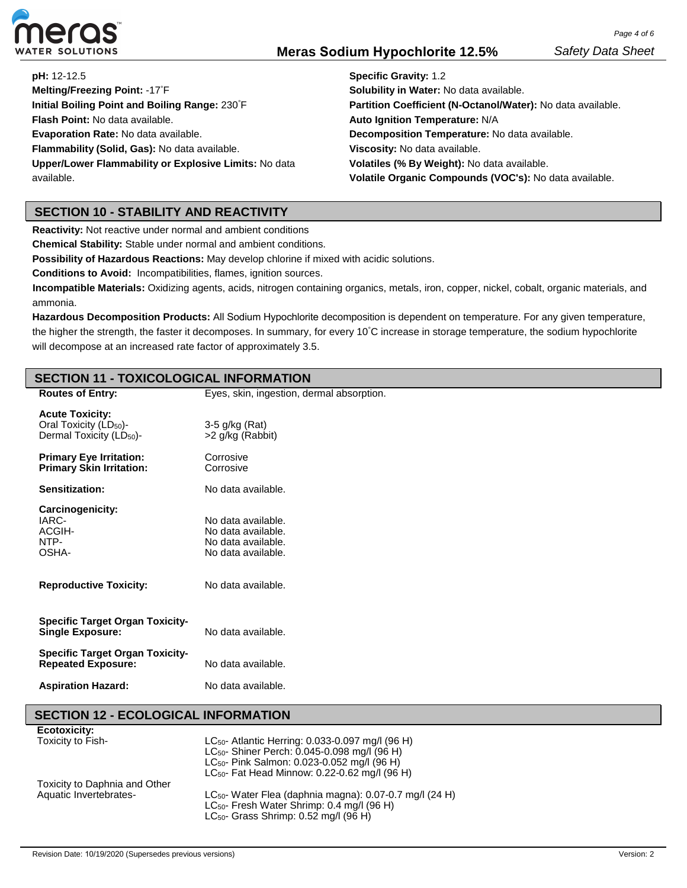**pH:** 12-12.5

**Melting/Freezing Point:** -17˚F

**Initial Boiling Point and Boiling Range:** 230˚F

**Flash Point:** No data available.

**Evaporation Rate:** No data available.

**Flammability (Solid, Gas):** No data available.

**Upper/Lower Flammability or Explosive Limits:** No data available.

**Specific Gravity:** 1.2

**Solubility in Water:** No data available.

**Partition Coefficient (N-Octanol/Water):** No data available.

**Auto Ignition Temperature:** N/A

**Decomposition Temperature:** No data available.

**Viscosity:** No data available.

**Volatiles (% By Weight):** No data available.

**Volatile Organic Compounds (VOC's):** No data available.

## SECTION 10 - STABILITY AND REACTIVITY

**Reactivity:** Not reactive under normal and ambient conditions

**Chemical Stability:** Stable under normal and ambient conditions.

**Possibility of Hazardous Reactions:** May develop chlorine if mixed with acidic solutions.

**Conditions to Avoid:** Incompatibilities, flames, ignition sources.

**Incompatible Materials:** Oxidizing agents, acids, nitrogen containing organics, metals, iron, copper, nickel, cobalt, organic materials, and ammonia.

**Hazardous Decomposition Products:** All Sodium Hypochlorite decomposition is dependent on temperature. For any given temperature, the higher the strength, the faster it decomposes. In summary, for every 10˚C increase in storage temperature, the sodium hypochlorite will decompose at an increased rate factor of approximately 3.5.

## SECTION 11 - TOXICOLOGICAL INFORMATION

| | |
|---|---|
| **Routes of Entry:** | Eyes, skin, ingestion, dermal absorption. |
| **Acute Toxicity:** | |
| Oral Toxicity ($LD_{50}$)- | 3-5 g/kg (Rat) |
| Dermal Toxicity ($LD_{50}$)- | >2 g/kg (Rabbit) |
| **Primary Eye Irritation:** | Corrosive |
| **Primary Skin Irritation:** | Corrosive |
| **Sensitization:** | No data available. |
| **Carcinogenicity:** | |
| IARC- | No data available. |
| ACGIH- | No data available. |
| NTP- | No data available. |
| OSHA- | No data available. |
| **Reproductive Toxicity:** | No data available. |
| **Specific Target Organ Toxicity-Single Exposure:** | No data available. |
| **Specific Target Organ Toxicity-Repeated Exposure:** | No data available. |
| **Aspiration Hazard:** | No data available. |

## SECTION 12 - ECOLOGICAL INFORMATION

| | |
|---|---|
| **Ecotoxicity:** | |
| Toxicity to Fish- | $LC_{50}$- Atlantic Herring: 0.033-0.097 mg/l (96 H) |
| | $LC_{50}$- Shiner Perch: 0.045-0.098 mg/l (96 H) |
| | $LC_{50}$- Pink Salmon: 0.023-0.052 mg/l (96 H) |
| | $LC_{50}$- Fat Head Minnow: 0.22-0.62 mg/l (96 H) |
| Toxicity to Daphnia and Other Aquatic Invertebrates- | $LC_{50}$- Water Flea (daphnia magna): 0.07-0.7 mg/l (24 H) |
| | $LC_{50}$- Fresh Water Shrimp: 0.4 mg/l (96 H) |
| | $LC_{50}$- Grass Shrimp: 0.52 mg/l (96 H) |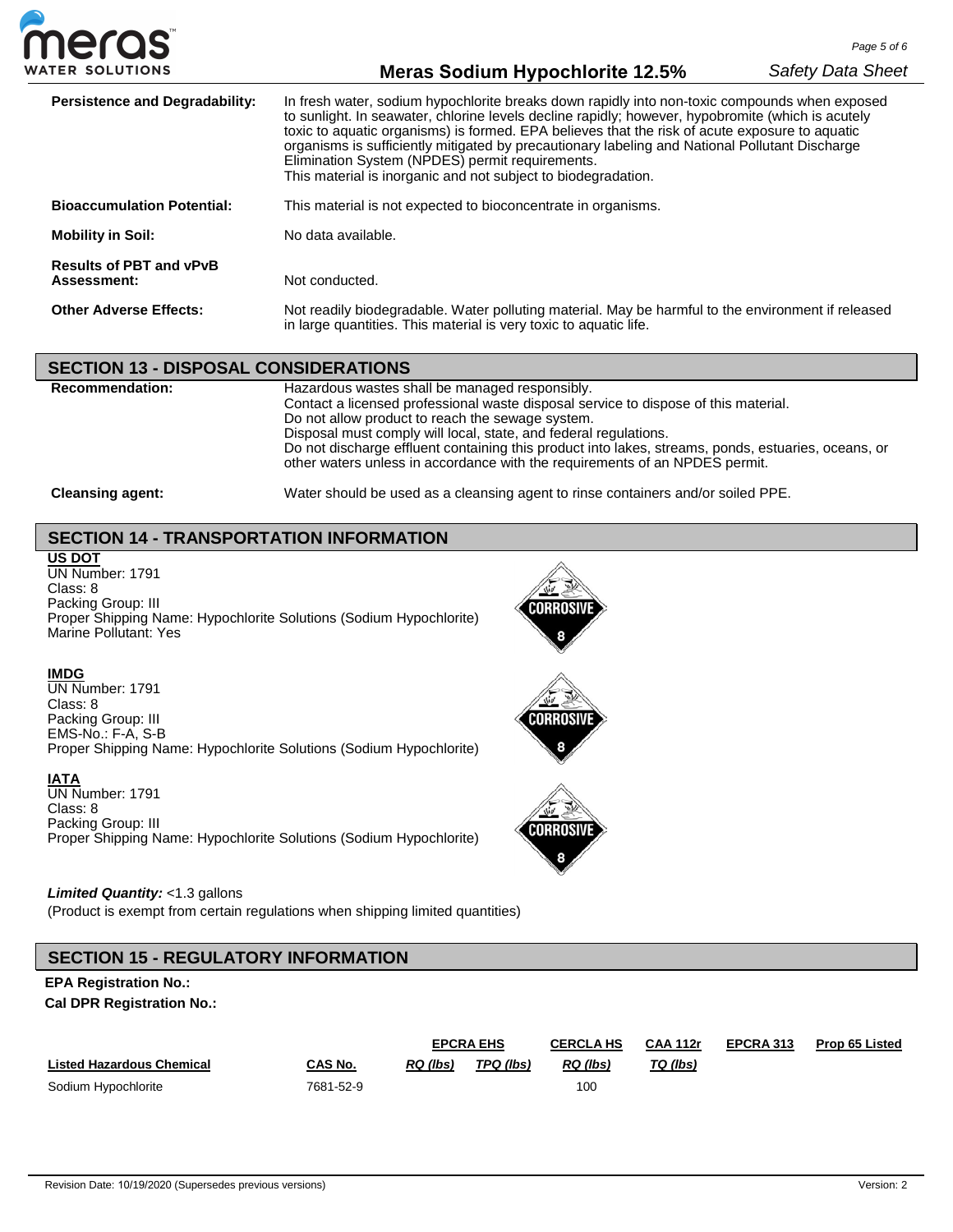**Persistence and Degradability:** In fresh water, sodium hypochlorite breaks down rapidly into non-toxic compounds when exposed to sunlight. In seawater, chlorine levels decline rapidly; however, hypobromite (which is acutely toxic to aquatic organisms) is formed. EPA believes that the risk of acute exposure to aquatic organisms is sufficiently mitigated by precautionary labeling and National Pollutant Discharge Elimination System (NPDES) permit requirements.
This material is inorganic and not subject to biodegradation.

**Bioaccumulation Potential:** This material is not expected to bioconcentrate in organisms.

**Mobility in Soil:** No data available.

**Results of PBT and vPvB Assessment:** Not conducted.

**Other Adverse Effects:** Not readily biodegradable. Water polluting material. May be harmful to the environment if released in large quantities. This material is very toxic to aquatic life.

## SECTION 13 - DISPOSAL CONSIDERATIONS

**Recommendation:** Hazardous wastes shall be managed responsibly.
Contact a licensed professional waste disposal service to dispose of this material.
Do not allow product to reach the sewage system.
Disposal must comply will local, state, and federal regulations.
Do not discharge effluent containing this product into lakes, streams, ponds, estuaries, oceans, or other waters unless in accordance with the requirements of an NPDES permit.

**Cleansing agent:** Water should be used as a cleansing agent to rinse containers and/or soiled PPE.

## SECTION 14 - TRANSPORTATION INFORMATION

**US DOT**
UN Number: 1791
Class: 8
Packing Group: III
Proper Shipping Name: Hypochlorite Solutions (Sodium Hypochlorite)
Marine Pollutant: Yes

**IMDG**
UN Number: 1791
Class: 8
Packing Group: III
EMS-No.: F-A, S-B
Proper Shipping Name: Hypochlorite Solutions (Sodium Hypochlorite)

**IATA**
UN Number: 1791
Class: 8
Packing Group: III
Proper Shipping Name: Hypochlorite Solutions (Sodium Hypochlorite)

***Limited Quantity:*** <1.3 gallons
(Product is exempt from certain regulations when shipping limited quantities)

## SECTION 15 - REGULATORY INFORMATION

**EPA Registration No.:**

**Cal DPR Registration No.:**

| | | EPCRA EHS | | CERCLA HS | CAA 112r | EPCRA 313 | Prop 65 Listed |
|---|---|---|---|---|---|---|---|
| **Listed Hazardous Chemical** | **CAS No.** | ***RQ (lbs)*** | ***TPQ (lbs)*** | ***RQ (lbs)*** | ***TQ (lbs)*** | | |
| Sodium Hypochlorite | 7681-52-9 | | | 100 | | | |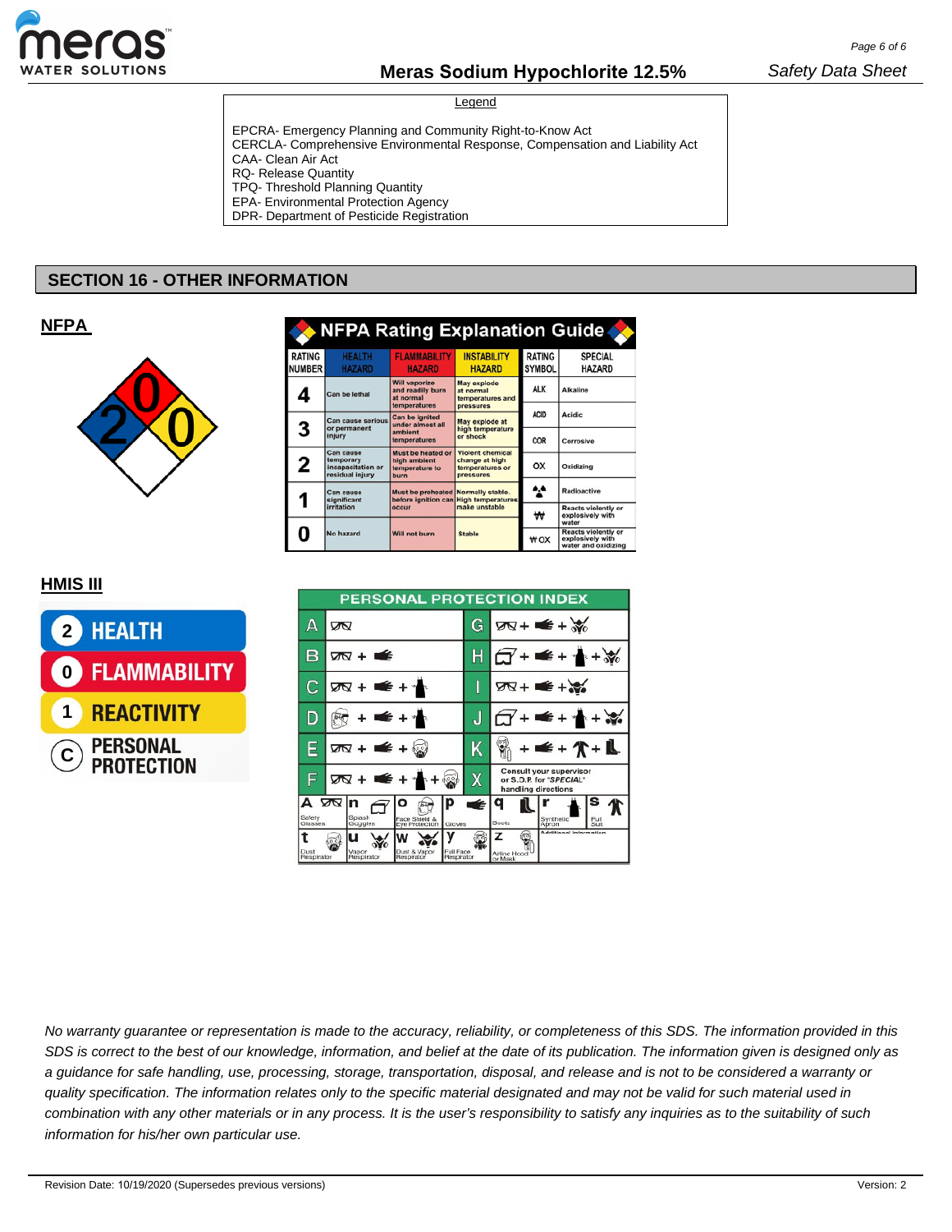Legend

EPCRA- Emergency Planning and Community Right-to-Know Act
CERCLA- Comprehensive Environmental Response, Compensation and Liability Act
CAA- Clean Air Act
RQ- Release Quantity
TPQ- Threshold Planning Quantity
EPA- Environmental Protection Agency
DPR- Department of Pesticide Registration

## SECTION 16 - OTHER INFORMATION

**NFPA**

Health: 2
Flammability: 0
Instability: 0

**NFPA Rating Explanation Guide**

| RATING NUMBER | HEALTH HAZARD | FLAMMABILITY HAZARD | INSTABILITY HAZARD | RATING SYMBOL | SPECIAL HAZARD |
|---|---|---|---|---|---|
| 4 | Can be lethal | Will vaporize and readily burn at normal temperatures | May explode at normal temperatures and pressures | ALK | Alkaline |
| 3 | Can cause serious or permanent injury | Can be ignited under almost all ambient temperatures | May explode at high temperature or shock | ACID | Acidic |
| 2 | Can cause temporary incapacitation or residual injury | Must be heated or high ambient temperature to burn | Violent chemical change at high temperatures or pressures | COR | Corrosive |
| 1 | Can cause significant irritation | Must be preheated before ignition can occur | Normally stable. High temperatures make unstable | OX | Oxidizing |
| 0 | No hazard | Will not burn | Stable | | Radioactive |
| | | | | W | Reacts violently or explosively with water |
| | | | | WOX | Reacts violently or explosively with water and oxidizing |

**HMIS III**

| | |
|---|---|
| 2 | HEALTH |
| 0 | FLAMMABILITY |
| 1 | REACTIVITY |
| C | PERSONAL PROTECTION |

**PERSONAL PROTECTION INDEX**

| | | | |
|---|---|---|---|
| A | Safety Glasses | G | Safety Glasses + Gloves + Dust & Vapor Respirator |
| B | Safety Glasses + Gloves | H | Splash Goggles + Gloves + Synthetic Apron + Dust & Vapor Respirator |
| C | Safety Glasses + Gloves + Synthetic Apron | I | Safety Glasses + Gloves + Dust & Vapor Respirator |
| D | Face Shield & Eye Protection + Gloves + Synthetic Apron | J | Splash Goggles + Gloves + Synthetic Apron + Dust & Vapor Respirator |
| E | Safety Glasses + Gloves + Dust Respirator | K | Airline Hood or Mask + Gloves + Full Suit + Boots |
| F | Safety Glasses + Gloves + Synthetic Apron + Dust Respirator | X | Consult your supervisor or S.O.P. for "SPECIAL" handling directions |

| | | | | | | |
|---|---|---|---|---|---|---|
| a Safety Glasses | n Splash Goggles | o Face Shield & Eye Protection | p Gloves | q Boots | r Synthetic Apron | s Full Suit |
| t Dust Respirator | u Vapor Respirator | w Dust & Vapor Respirator | y Full Face Respirator | z Airline Hood or Mask | Additional information | |

*No warranty guarantee or representation is made to the accuracy, reliability, or completeness of this SDS. The information provided in this SDS is correct to the best of our knowledge, information, and belief at the date of its publication. The information given is designed only as a guidance for safe handling, use, processing, storage, transportation, disposal, and release and is not to be considered a warranty or quality specification. The information relates only to the specific material designated and may not be valid for such material used in combination with any other materials or in any process. It is the user's responsibility to satisfy any inquiries as to the suitability of such information for his/her own particular use.*

Revision Date: 10/19/2020 (Supersedes previous versions)    Version: 2